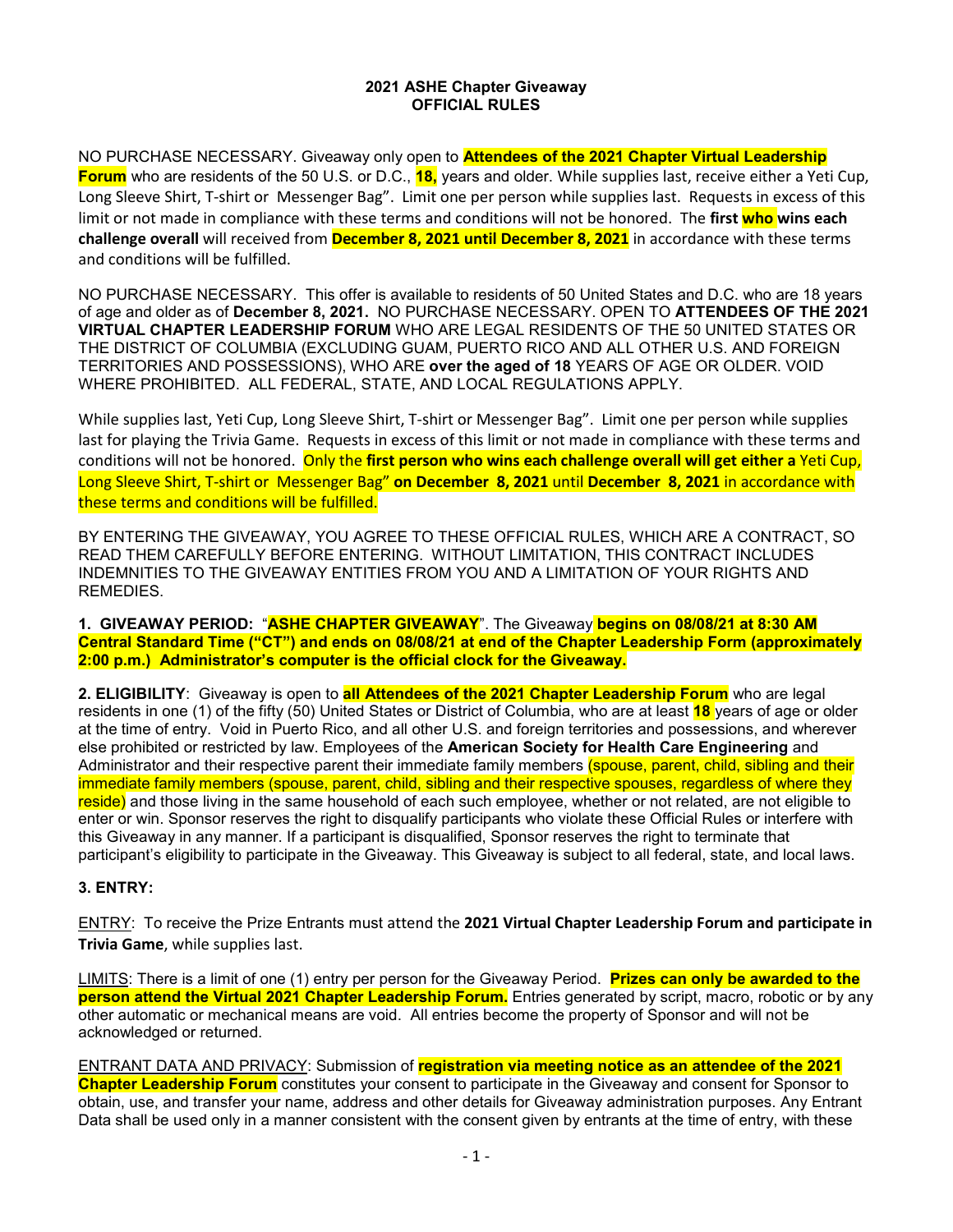**2021 ASHE Chapter Giveaway**
**OFFICIAL RULES**

NO PURCHASE NECESSARY. Giveaway only open to **Attendees of the 2021 Chapter Virtual Leadership Forum** who are residents of the 50 U.S. or D.C., **18,** years and older. While supplies last, receive either a Yeti Cup, Long Sleeve Shirt, T-shirt or Messenger Bag". Limit one per person while supplies last. Requests in excess of this limit or not made in compliance with these terms and conditions will not be honored. The **first who wins each challenge overall** will received from **December 8, 2021 until December 8, 2021** in accordance with these terms and conditions will be fulfilled.

NO PURCHASE NECESSARY. This offer is available to residents of 50 United States and D.C. who are 18 years of age and older as of **December 8, 2021.** NO PURCHASE NECESSARY. OPEN TO **ATTENDEES OF THE 2021 VIRTUAL CHAPTER LEADERSHIP FORUM** WHO ARE LEGAL RESIDENTS OF THE 50 UNITED STATES OR THE DISTRICT OF COLUMBIA (EXCLUDING GUAM, PUERTO RICO AND ALL OTHER U.S. AND FOREIGN TERRITORIES AND POSSESSIONS), WHO ARE **over the aged of 18** YEARS OF AGE OR OLDER. VOID WHERE PROHIBITED. ALL FEDERAL, STATE, AND LOCAL REGULATIONS APPLY.

While supplies last, Yeti Cup, Long Sleeve Shirt, T-shirt or Messenger Bag". Limit one per person while supplies last for playing the Trivia Game. Requests in excess of this limit or not made in compliance with these terms and conditions will not be honored. Only the **first person who wins each challenge overall will get either a** Yeti Cup, Long Sleeve Shirt, T-shirt or Messenger Bag" **on December 8, 2021** until **December 8, 2021** in accordance with these terms and conditions will be fulfilled.

BY ENTERING THE GIVEAWAY, YOU AGREE TO THESE OFFICIAL RULES, WHICH ARE A CONTRACT, SO READ THEM CAREFULLY BEFORE ENTERING. WITHOUT LIMITATION, THIS CONTRACT INCLUDES INDEMNITIES TO THE GIVEAWAY ENTITIES FROM YOU AND A LIMITATION OF YOUR RIGHTS AND REMEDIES.

**1. GIVEAWAY PERIOD:** "**ASHE CHAPTER GIVEAWAY**". The Giveaway **begins on 08/08/21 at 8:30 AM Central Standard Time ("CT") and ends on 08/08/21 at end of the Chapter Leadership Form (approximately 2:00 p.m.) Administrator's computer is the official clock for the Giveaway.**

**2. ELIGIBILITY**: Giveaway is open to **all Attendees of the 2021 Chapter Leadership Forum** who are legal residents in one (1) of the fifty (50) United States or District of Columbia, who are at least **18** years of age or older at the time of entry. Void in Puerto Rico, and all other U.S. and foreign territories and possessions, and wherever else prohibited or restricted by law. Employees of the **American Society for Health Care Engineering** and Administrator and their respective parent their immediate family members (spouse, parent, child, sibling and their immediate family members (spouse, parent, child, sibling and their respective spouses, regardless of where they reside) and those living in the same household of each such employee, whether or not related, are not eligible to enter or win. Sponsor reserves the right to disqualify participants who violate these Official Rules or interfere with this Giveaway in any manner. If a participant is disqualified, Sponsor reserves the right to terminate that participant's eligibility to participate in the Giveaway. This Giveaway is subject to all federal, state, and local laws.

**3. ENTRY:**

ENTRY: To receive the Prize Entrants must attend the **2021 Virtual Chapter Leadership Forum and participate in Trivia Game**, while supplies last.

LIMITS: There is a limit of one (1) entry per person for the Giveaway Period. **Prizes can only be awarded to the person attend the Virtual 2021 Chapter Leadership Forum.** Entries generated by script, macro, robotic or by any other automatic or mechanical means are void. All entries become the property of Sponsor and will not be acknowledged or returned.

ENTRANT DATA AND PRIVACY: Submission of **registration via meeting notice as an attendee of the 2021 Chapter Leadership Forum** constitutes your consent to participate in the Giveaway and consent for Sponsor to obtain, use, and transfer your name, address and other details for Giveaway administration purposes. Any Entrant Data shall be used only in a manner consistent with the consent given by entrants at the time of entry, with these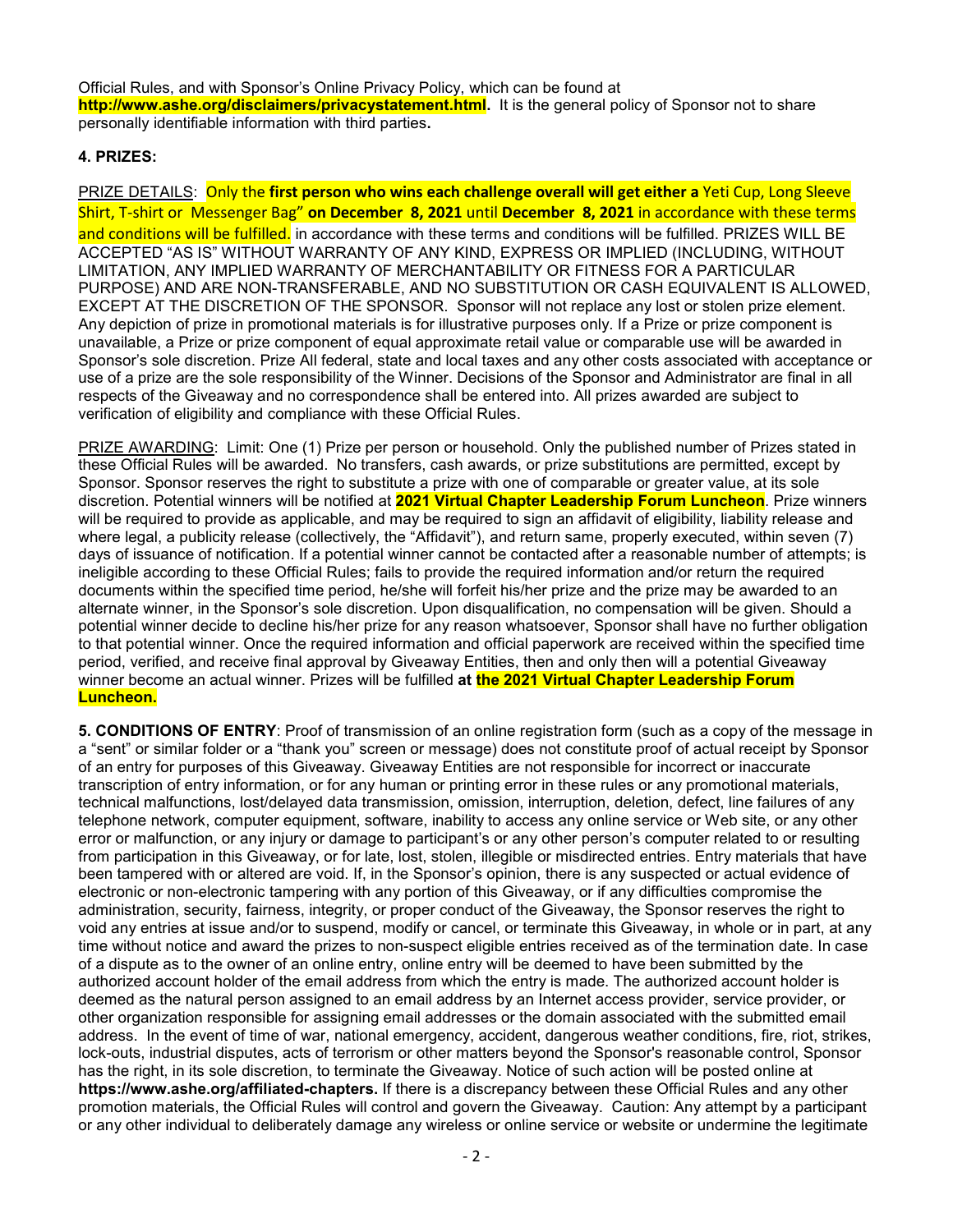Official Rules, and with Sponsor's Online Privacy Policy, which can be found at **http://www.ashe.org/disclaimers/privacystatement.html.** It is the general policy of Sponsor not to share personally identifiable information with third parties**.**

**4. PRIZES:**

PRIZE DETAILS: Only the **first person who wins each challenge overall will get either a** Yeti Cup, Long Sleeve Shirt, T-shirt or Messenger Bag" **on December 8, 2021** until **December 8, 2021** in accordance with these terms and conditions will be fulfilled. in accordance with these terms and conditions will be fulfilled. PRIZES WILL BE ACCEPTED "AS IS" WITHOUT WARRANTY OF ANY KIND, EXPRESS OR IMPLIED (INCLUDING, WITHOUT LIMITATION, ANY IMPLIED WARRANTY OF MERCHANTABILITY OR FITNESS FOR A PARTICULAR PURPOSE) AND ARE NON-TRANSFERABLE, AND NO SUBSTITUTION OR CASH EQUIVALENT IS ALLOWED, EXCEPT AT THE DISCRETION OF THE SPONSOR. Sponsor will not replace any lost or stolen prize element. Any depiction of prize in promotional materials is for illustrative purposes only. If a Prize or prize component is unavailable, a Prize or prize component of equal approximate retail value or comparable use will be awarded in Sponsor's sole discretion. Prize All federal, state and local taxes and any other costs associated with acceptance or use of a prize are the sole responsibility of the Winner. Decisions of the Sponsor and Administrator are final in all respects of the Giveaway and no correspondence shall be entered into. All prizes awarded are subject to verification of eligibility and compliance with these Official Rules.

PRIZE AWARDING: Limit: One (1) Prize per person or household. Only the published number of Prizes stated in these Official Rules will be awarded. No transfers, cash awards, or prize substitutions are permitted, except by Sponsor. Sponsor reserves the right to substitute a prize with one of comparable or greater value, at its sole discretion. Potential winners will be notified at **2021 Virtual Chapter Leadership Forum Luncheon**. Prize winners will be required to provide as applicable, and may be required to sign an affidavit of eligibility, liability release and where legal, a publicity release (collectively, the "Affidavit"), and return same, properly executed, within seven (7) days of issuance of notification. If a potential winner cannot be contacted after a reasonable number of attempts; is ineligible according to these Official Rules; fails to provide the required information and/or return the required documents within the specified time period, he/she will forfeit his/her prize and the prize may be awarded to an alternate winner, in the Sponsor's sole discretion. Upon disqualification, no compensation will be given. Should a potential winner decide to decline his/her prize for any reason whatsoever, Sponsor shall have no further obligation to that potential winner. Once the required information and official paperwork are received within the specified time period, verified, and receive final approval by Giveaway Entities, then and only then will a potential Giveaway winner become an actual winner. Prizes will be fulfilled **at the 2021 Virtual Chapter Leadership Forum Luncheon.**

**5. CONDITIONS OF ENTRY**: Proof of transmission of an online registration form (such as a copy of the message in a "sent" or similar folder or a "thank you" screen or message) does not constitute proof of actual receipt by Sponsor of an entry for purposes of this Giveaway. Giveaway Entities are not responsible for incorrect or inaccurate transcription of entry information, or for any human or printing error in these rules or any promotional materials, technical malfunctions, lost/delayed data transmission, omission, interruption, deletion, defect, line failures of any telephone network, computer equipment, software, inability to access any online service or Web site, or any other error or malfunction, or any injury or damage to participant's or any other person's computer related to or resulting from participation in this Giveaway, or for late, lost, stolen, illegible or misdirected entries. Entry materials that have been tampered with or altered are void. If, in the Sponsor's opinion, there is any suspected or actual evidence of electronic or non-electronic tampering with any portion of this Giveaway, or if any difficulties compromise the administration, security, fairness, integrity, or proper conduct of the Giveaway, the Sponsor reserves the right to void any entries at issue and/or to suspend, modify or cancel, or terminate this Giveaway, in whole or in part, at any time without notice and award the prizes to non-suspect eligible entries received as of the termination date. In case of a dispute as to the owner of an online entry, online entry will be deemed to have been submitted by the authorized account holder of the email address from which the entry is made. The authorized account holder is deemed as the natural person assigned to an email address by an Internet access provider, service provider, or other organization responsible for assigning email addresses or the domain associated with the submitted email address. In the event of time of war, national emergency, accident, dangerous weather conditions, fire, riot, strikes, lock-outs, industrial disputes, acts of terrorism or other matters beyond the Sponsor's reasonable control, Sponsor has the right, in its sole discretion, to terminate the Giveaway. Notice of such action will be posted online at **https://www.ashe.org/affiliated-chapters.** If there is a discrepancy between these Official Rules and any other promotion materials, the Official Rules will control and govern the Giveaway. Caution: Any attempt by a participant or any other individual to deliberately damage any wireless or online service or website or undermine the legitimate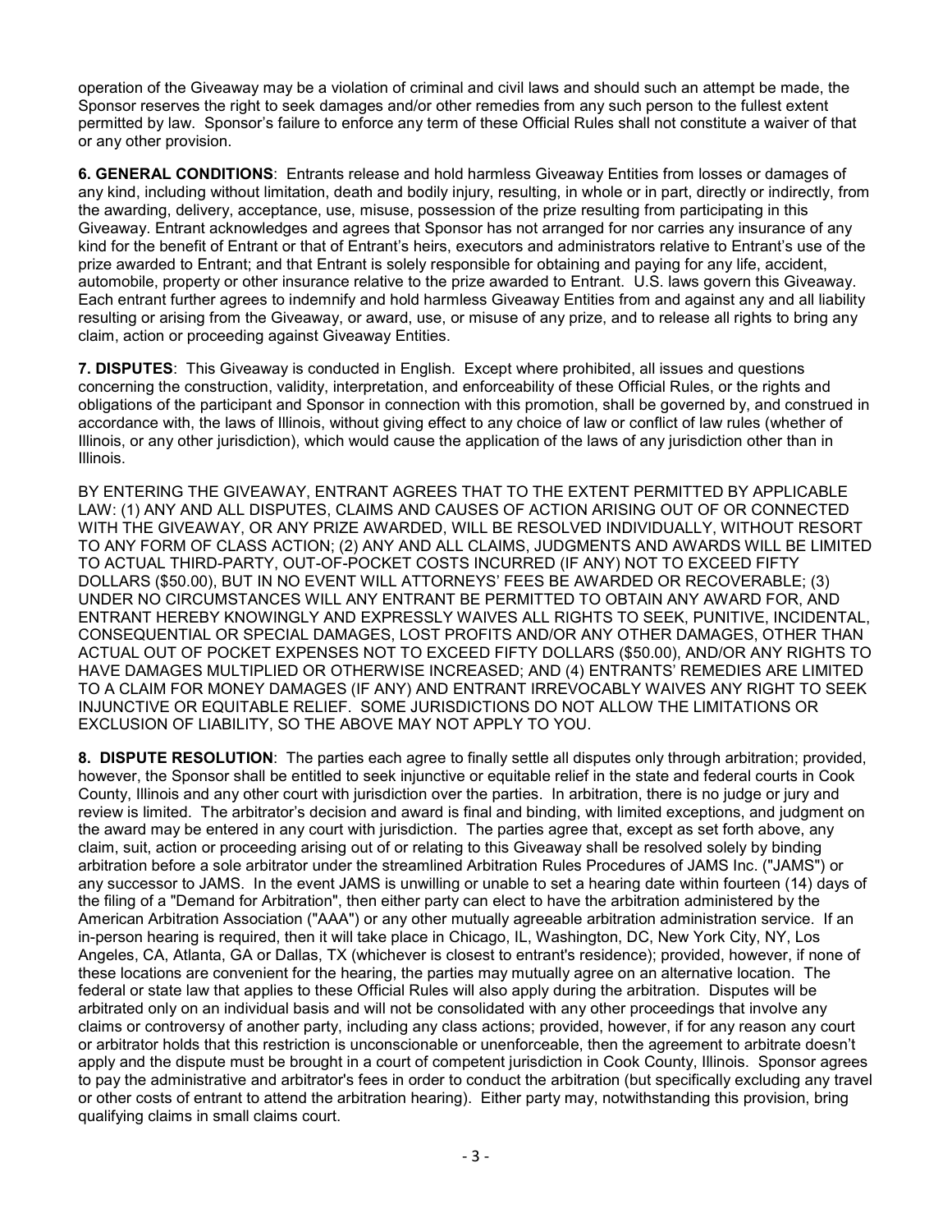operation of the Giveaway may be a violation of criminal and civil laws and should such an attempt be made, the Sponsor reserves the right to seek damages and/or other remedies from any such person to the fullest extent permitted by law. Sponsor's failure to enforce any term of these Official Rules shall not constitute a waiver of that or any other provision.

**6. GENERAL CONDITIONS**: Entrants release and hold harmless Giveaway Entities from losses or damages of any kind, including without limitation, death and bodily injury, resulting, in whole or in part, directly or indirectly, from the awarding, delivery, acceptance, use, misuse, possession of the prize resulting from participating in this Giveaway. Entrant acknowledges and agrees that Sponsor has not arranged for nor carries any insurance of any kind for the benefit of Entrant or that of Entrant's heirs, executors and administrators relative to Entrant's use of the prize awarded to Entrant; and that Entrant is solely responsible for obtaining and paying for any life, accident, automobile, property or other insurance relative to the prize awarded to Entrant. U.S. laws govern this Giveaway. Each entrant further agrees to indemnify and hold harmless Giveaway Entities from and against any and all liability resulting or arising from the Giveaway, or award, use, or misuse of any prize, and to release all rights to bring any claim, action or proceeding against Giveaway Entities.

**7. DISPUTES**: This Giveaway is conducted in English. Except where prohibited, all issues and questions concerning the construction, validity, interpretation, and enforceability of these Official Rules, or the rights and obligations of the participant and Sponsor in connection with this promotion, shall be governed by, and construed in accordance with, the laws of Illinois, without giving effect to any choice of law or conflict of law rules (whether of Illinois, or any other jurisdiction), which would cause the application of the laws of any jurisdiction other than in Illinois.

BY ENTERING THE GIVEAWAY, ENTRANT AGREES THAT TO THE EXTENT PERMITTED BY APPLICABLE LAW: (1) ANY AND ALL DISPUTES, CLAIMS AND CAUSES OF ACTION ARISING OUT OF OR CONNECTED WITH THE GIVEAWAY, OR ANY PRIZE AWARDED, WILL BE RESOLVED INDIVIDUALLY, WITHOUT RESORT TO ANY FORM OF CLASS ACTION; (2) ANY AND ALL CLAIMS, JUDGMENTS AND AWARDS WILL BE LIMITED TO ACTUAL THIRD-PARTY, OUT-OF-POCKET COSTS INCURRED (IF ANY) NOT TO EXCEED FIFTY DOLLARS ($50.00), BUT IN NO EVENT WILL ATTORNEYS' FEES BE AWARDED OR RECOVERABLE; (3) UNDER NO CIRCUMSTANCES WILL ANY ENTRANT BE PERMITTED TO OBTAIN ANY AWARD FOR, AND ENTRANT HEREBY KNOWINGLY AND EXPRESSLY WAIVES ALL RIGHTS TO SEEK, PUNITIVE, INCIDENTAL, CONSEQUENTIAL OR SPECIAL DAMAGES, LOST PROFITS AND/OR ANY OTHER DAMAGES, OTHER THAN ACTUAL OUT OF POCKET EXPENSES NOT TO EXCEED FIFTY DOLLARS ($50.00), AND/OR ANY RIGHTS TO HAVE DAMAGES MULTIPLIED OR OTHERWISE INCREASED; AND (4) ENTRANTS' REMEDIES ARE LIMITED TO A CLAIM FOR MONEY DAMAGES (IF ANY) AND ENTRANT IRREVOCABLY WAIVES ANY RIGHT TO SEEK INJUNCTIVE OR EQUITABLE RELIEF. SOME JURISDICTIONS DO NOT ALLOW THE LIMITATIONS OR EXCLUSION OF LIABILITY, SO THE ABOVE MAY NOT APPLY TO YOU.

**8. DISPUTE RESOLUTION**: The parties each agree to finally settle all disputes only through arbitration; provided, however, the Sponsor shall be entitled to seek injunctive or equitable relief in the state and federal courts in Cook County, Illinois and any other court with jurisdiction over the parties. In arbitration, there is no judge or jury and review is limited. The arbitrator's decision and award is final and binding, with limited exceptions, and judgment on the award may be entered in any court with jurisdiction. The parties agree that, except as set forth above, any claim, suit, action or proceeding arising out of or relating to this Giveaway shall be resolved solely by binding arbitration before a sole arbitrator under the streamlined Arbitration Rules Procedures of JAMS Inc. ("JAMS") or any successor to JAMS. In the event JAMS is unwilling or unable to set a hearing date within fourteen (14) days of the filing of a "Demand for Arbitration", then either party can elect to have the arbitration administered by the American Arbitration Association ("AAA") or any other mutually agreeable arbitration administration service. If an in-person hearing is required, then it will take place in Chicago, IL, Washington, DC, New York City, NY, Los Angeles, CA, Atlanta, GA or Dallas, TX (whichever is closest to entrant's residence); provided, however, if none of these locations are convenient for the hearing, the parties may mutually agree on an alternative location. The federal or state law that applies to these Official Rules will also apply during the arbitration. Disputes will be arbitrated only on an individual basis and will not be consolidated with any other proceedings that involve any claims or controversy of another party, including any class actions; provided, however, if for any reason any court or arbitrator holds that this restriction is unconscionable or unenforceable, then the agreement to arbitrate doesn't apply and the dispute must be brought in a court of competent jurisdiction in Cook County, Illinois. Sponsor agrees to pay the administrative and arbitrator's fees in order to conduct the arbitration (but specifically excluding any travel or other costs of entrant to attend the arbitration hearing). Either party may, notwithstanding this provision, bring qualifying claims in small claims court.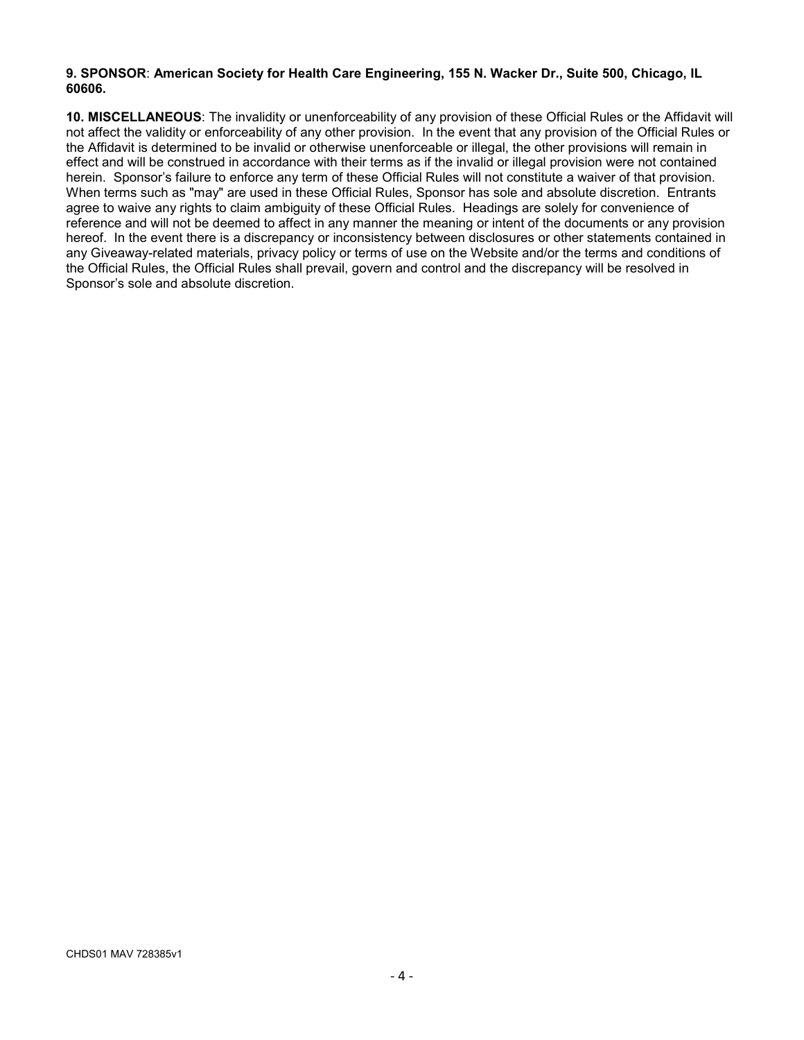**9. SPONSOR**: **American Society for Health Care Engineering, 155 N. Wacker Dr., Suite 500, Chicago, IL 60606.**

**10. MISCELLANEOUS**: The invalidity or unenforceability of any provision of these Official Rules or the Affidavit will not affect the validity or enforceability of any other provision. In the event that any provision of the Official Rules or the Affidavit is determined to be invalid or otherwise unenforceable or illegal, the other provisions will remain in effect and will be construed in accordance with their terms as if the invalid or illegal provision were not contained herein. Sponsor's failure to enforce any term of these Official Rules will not constitute a waiver of that provision. When terms such as "may" are used in these Official Rules, Sponsor has sole and absolute discretion. Entrants agree to waive any rights to claim ambiguity of these Official Rules. Headings are solely for convenience of reference and will not be deemed to affect in any manner the meaning or intent of the documents or any provision hereof. In the event there is a discrepancy or inconsistency between disclosures or other statements contained in any Giveaway-related materials, privacy policy or terms of use on the Website and/or the terms and conditions of the Official Rules, the Official Rules shall prevail, govern and control and the discrepancy will be resolved in Sponsor's sole and absolute discretion.

CHDS01 MAV 728385v1